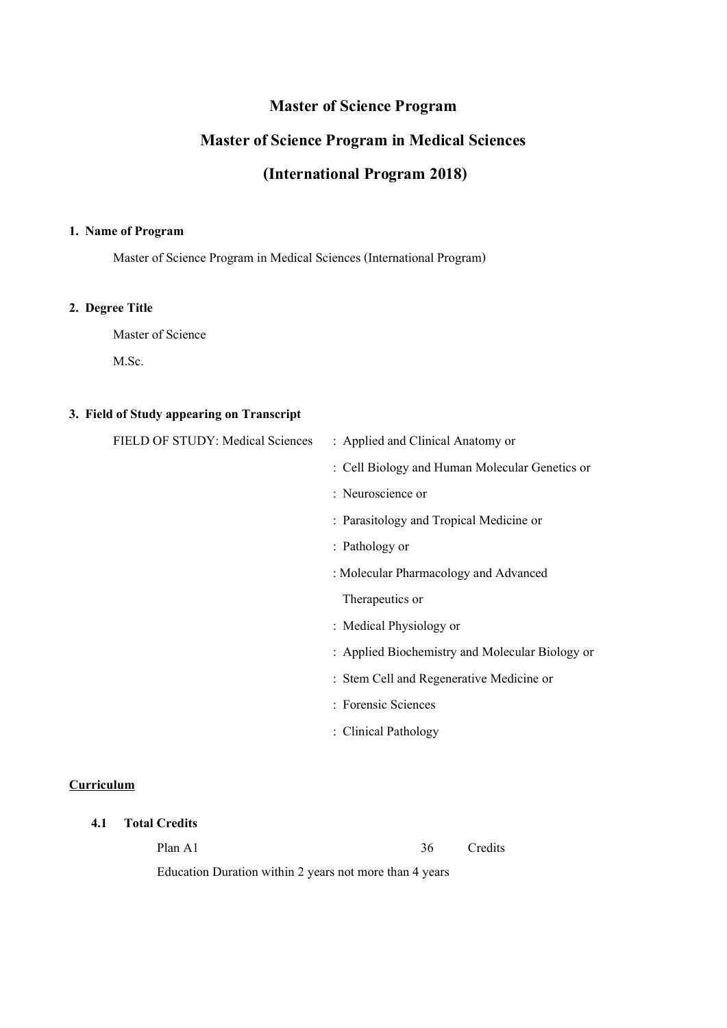# Master of Science Program

## Master of Science Program in Medical Sciences

## (International Program 2018)

**1. Name of Program**

Master of Science Program in Medical Sciences (International Program)

**2. Degree Title**

Master of Science

M.Sc.

**3. Field of Study appearing on Transcript**

FIELD OF STUDY: Medical Sciences
: Applied and Clinical Anatomy or
: Cell Biology and Human Molecular Genetics or
: Neuroscience or
: Parasitology and Tropical Medicine or
: Pathology or
: Molecular Pharmacology and Advanced Therapeutics or
: Medical Physiology or
: Applied Biochemistry and Molecular Biology or
: Stem Cell and Regenerative Medicine or
: Forensic Sciences
: Clinical Pathology

**Curriculum**

**4.1 Total Credits**

Plan A1 36 Credits

Education Duration within 2 years not more than 4 years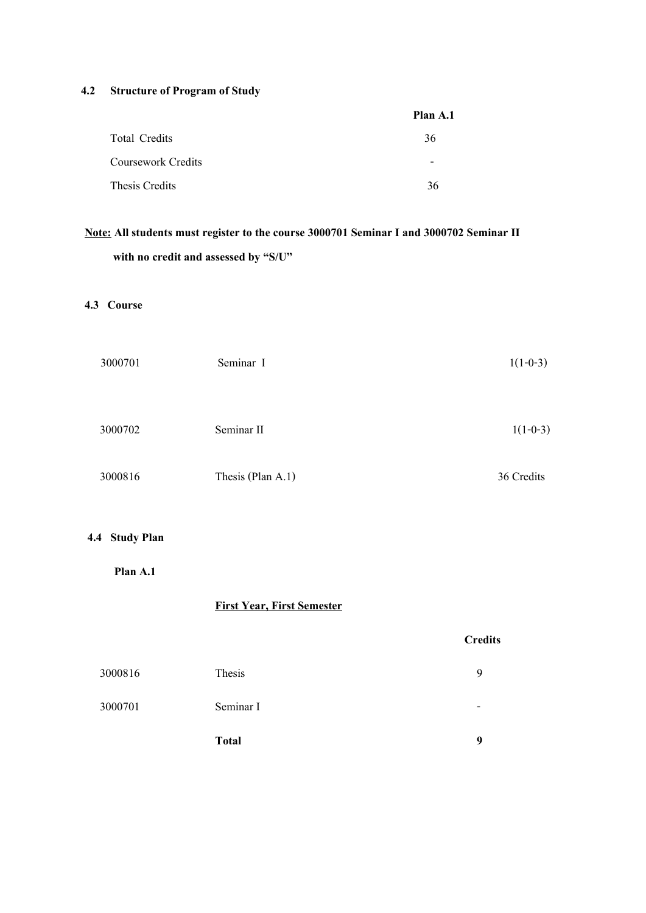### 4.2 Structure of Program of Study

| | Plan A.1 |
|---|---|
| Total Credits | 36 |
| Coursework Credits | - |
| Thesis Credits | 36 |

**<u>Note:</u> All students must register to the course 3000701 Seminar I and 3000702 Seminar II with no credit and assessed by "S/U"**

### 4.3 Course

| | | |
|---|---|---|
| 3000701 | Seminar I | 1(1-0-3) |
| 3000702 | Seminar II | 1(1-0-3) |
| 3000816 | Thesis (Plan A.1) | 36 Credits |

### 4.4 Study Plan

**Plan A.1**

**<u>First Year, First Semester</u>**

| | | Credits |
|---|---|---|
| 3000816 | Thesis | 9 |
| 3000701 | Seminar I | - |
| | **Total** | **9** |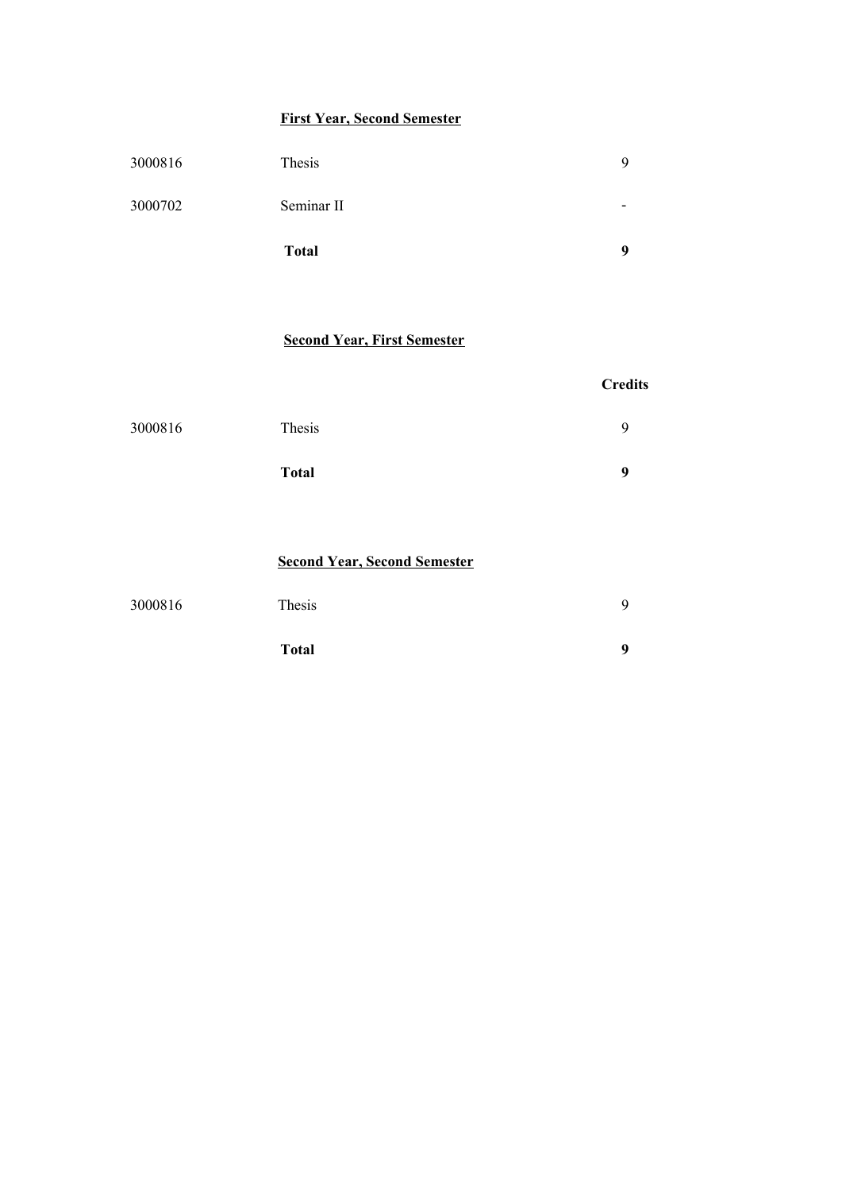**First Year, Second Semester**

| | | |
|---|---|---|
| 3000816 | Thesis | 9 |
| 3000702 | Seminar II | - |
| | **Total** | **9** |

**Second Year, First Semester**

| | | **Credits** |
|---|---|---|
| 3000816 | Thesis | 9 |
| | **Total** | **9** |

**Second Year, Second Semester**

| | | |
|---|---|---|
| 3000816 | Thesis | 9 |
| | **Total** | **9** |